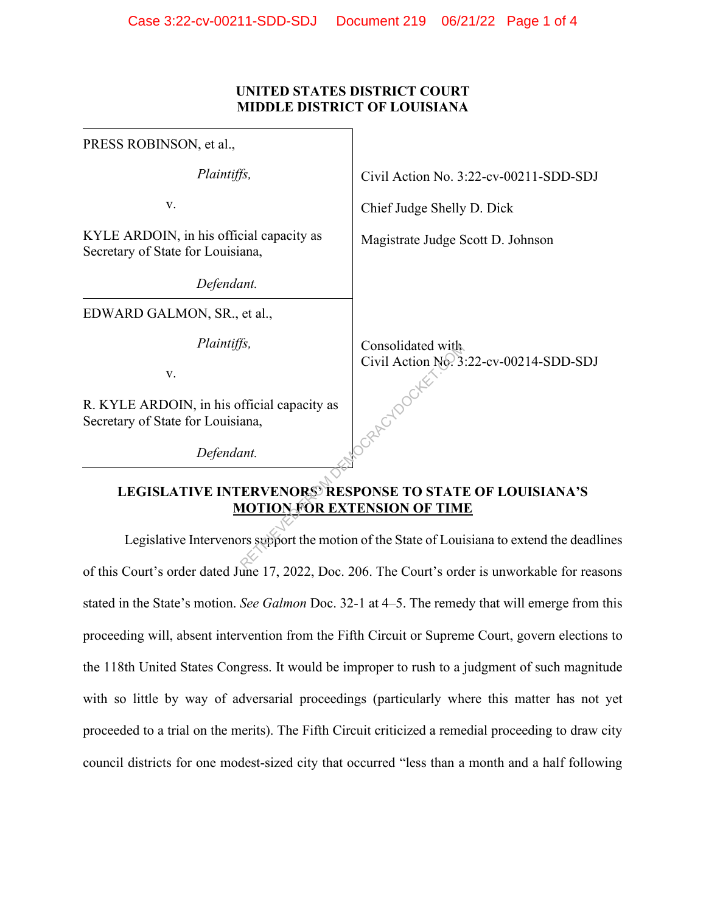**UNITED STATES DISTRICT COURT**
**MIDDLE DISTRICT OF LOUISIANA**

| | |
|---|---|
| PRESS ROBINSON, et al.,<br><br>*Plaintiffs,*<br><br>v.<br><br>KYLE ARDOIN, in his official capacity as Secretary of State for Louisiana,<br><br>*Defendant.* | Civil Action No. 3:22-cv-00211-SDD-SDJ<br><br>Chief Judge Shelly D. Dick<br><br>Magistrate Judge Scott D. Johnson |
| EDWARD GALMON, SR., et al.,<br><br>*Plaintiffs,*<br><br>v.<br><br>R. KYLE ARDOIN, in his official capacity as Secretary of State for Louisiana,<br><br>*Defendant.* | Consolidated with<br>Civil Action No. 3:22-cv-00214-SDD-SDJ |

**LEGISLATIVE INTERVENORS' RESPONSE TO STATE OF LOUISIANA'S MOTION FOR EXTENSION OF TIME**

Legislative Intervenors support the motion of the State of Louisiana to extend the deadlines of this Court's order dated June 17, 2022, Doc. 206. The Court's order is unworkable for reasons stated in the State's motion. *See Galmon* Doc. 32-1 at 4–5. The remedy that will emerge from this proceeding will, absent intervention from the Fifth Circuit or Supreme Court, govern elections to the 118th United States Congress. It would be improper to rush to a judgment of such magnitude with so little by way of adversarial proceedings (particularly where this matter has not yet proceeded to a trial on the merits). The Fifth Circuit criticized a remedial proceeding to draw city council districts for one modest-sized city that occurred "less than a month and a half following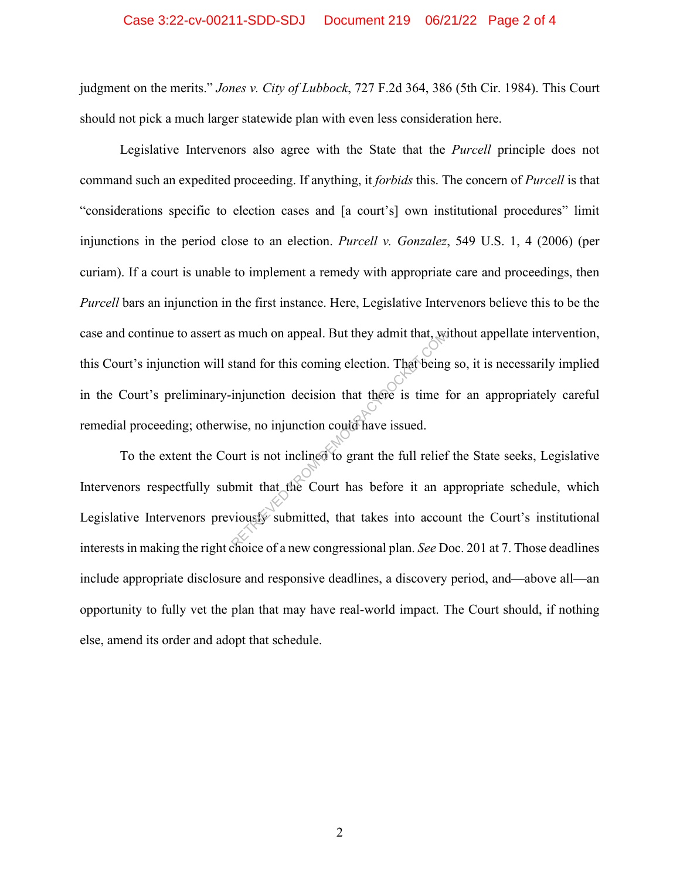judgment on the merits." *Jones v. City of Lubbock*, 727 F.2d 364, 386 (5th Cir. 1984). This Court should not pick a much larger statewide plan with even less consideration here.

Legislative Intervenors also agree with the State that the *Purcell* principle does not command such an expedited proceeding. If anything, it *forbids* this. The concern of *Purcell* is that "considerations specific to election cases and [a court's] own institutional procedures" limit injunctions in the period close to an election. *Purcell v. Gonzalez*, 549 U.S. 1, 4 (2006) (per curiam). If a court is unable to implement a remedy with appropriate care and proceedings, then *Purcell* bars an injunction in the first instance. Here, Legislative Intervenors believe this to be the case and continue to assert as much on appeal. But they admit that, without appellate intervention, this Court's injunction will stand for this coming election. That being so, it is necessarily implied in the Court's preliminary-injunction decision that there is time for an appropriately careful remedial proceeding; otherwise, no injunction could have issued.

To the extent the Court is not inclined to grant the full relief the State seeks, Legislative Intervenors respectfully submit that the Court has before it an appropriate schedule, which Legislative Intervenors previously submitted, that takes into account the Court's institutional interests in making the right choice of a new congressional plan. *See* Doc. 201 at 7. Those deadlines include appropriate disclosure and responsive deadlines, a discovery period, and—above all—an opportunity to fully vet the plan that may have real-world impact. The Court should, if nothing else, amend its order and adopt that schedule.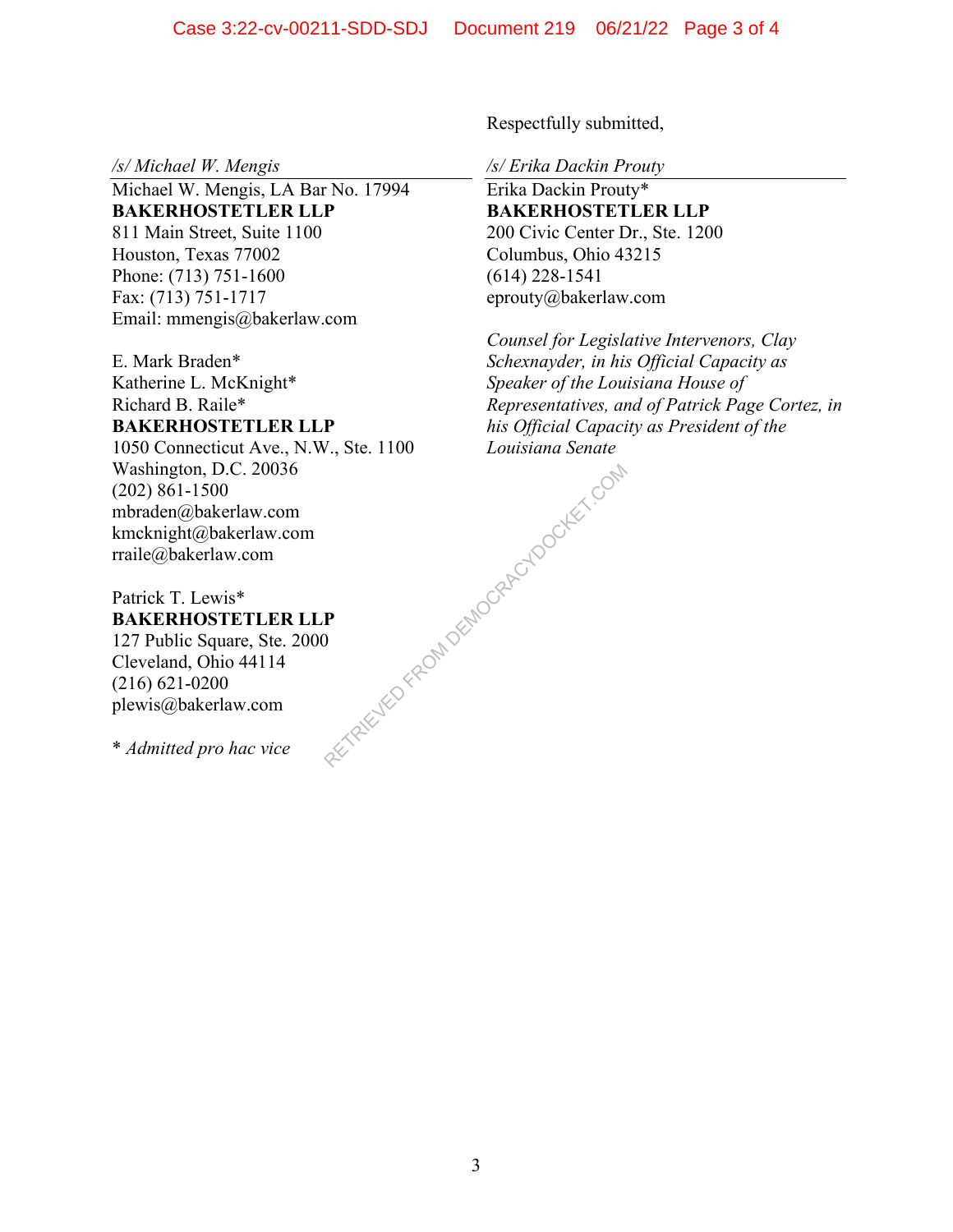Respectfully submitted,

*/s/ Michael W. Mengis*
Michael W. Mengis, LA Bar No. 17994
**BAKERHOSTETLER LLP**
811 Main Street, Suite 1100
Houston, Texas 77002
Phone: (713) 751-1600
Fax: (713) 751-1717
Email: mmengis@bakerlaw.com

E. Mark Braden*
Katherine L. McKnight*
Richard B. Raile*
**BAKERHOSTETLER LLP**
1050 Connecticut Ave., N.W., Ste. 1100
Washington, D.C. 20036
(202) 861-1500
mbraden@bakerlaw.com
kmcknight@bakerlaw.com
rraile@bakerlaw.com

Patrick T. Lewis*
**BAKERHOSTETLER LLP**
127 Public Square, Ste. 2000
Cleveland, Ohio 44114
(216) 621-0200
plewis@bakerlaw.com

\* *Admitted pro hac vice*

*/s/ Erika Dackin Prouty*
Erika Dackin Prouty*
**BAKERHOSTETLER LLP**
200 Civic Center Dr., Ste. 1200
Columbus, Ohio 43215
(614) 228-1541
eprouty@bakerlaw.com

*Counsel for Legislative Intervenors, Clay Schexnayder, in his Official Capacity as Speaker of the Louisiana House of Representatives, and of Patrick Page Cortez, in his Official Capacity as President of the Louisiana Senate*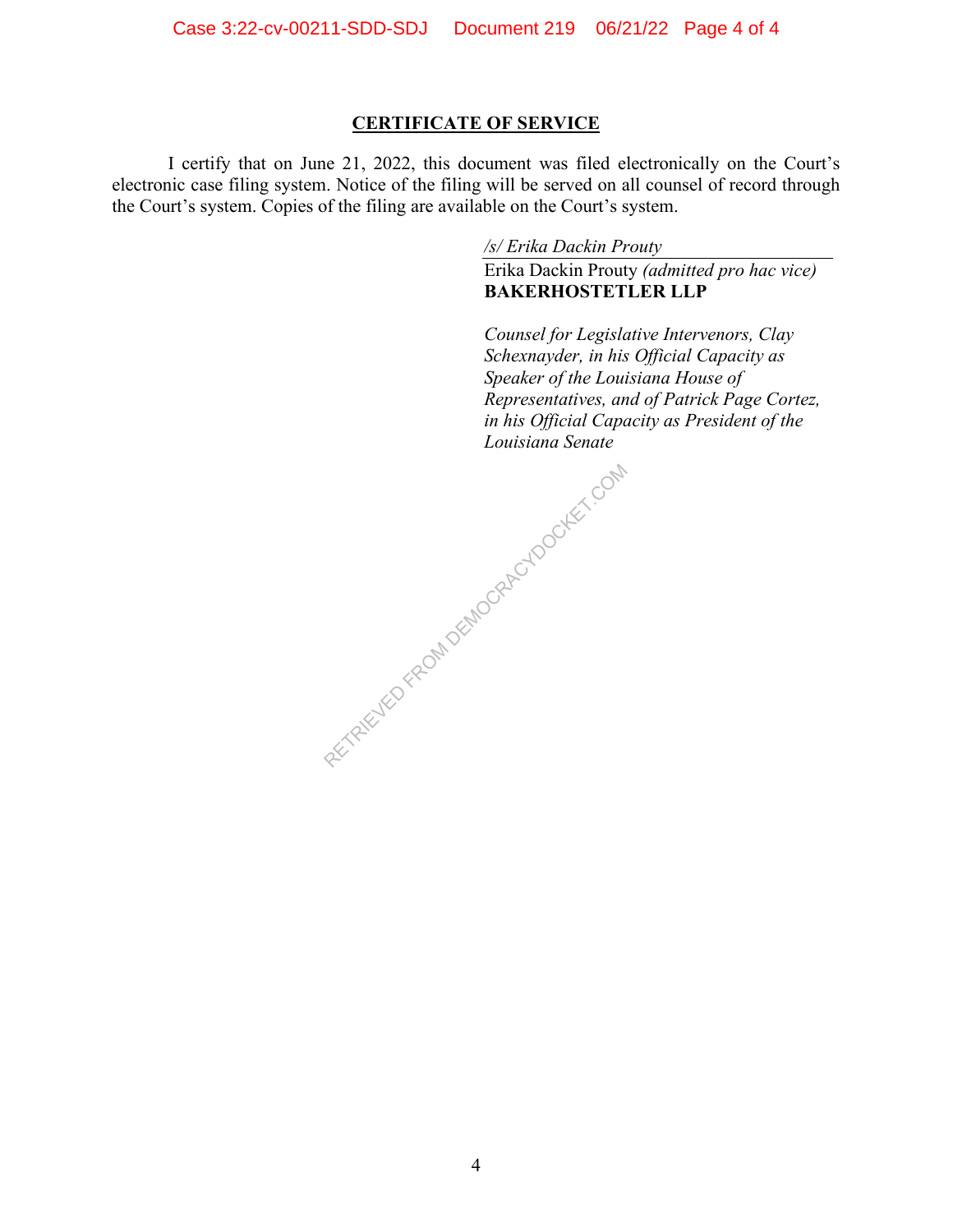## CERTIFICATE OF SERVICE

I certify that on June 21, 2022, this document was filed electronically on the Court's electronic case filing system. Notice of the filing will be served on all counsel of record through the Court's system. Copies of the filing are available on the Court's system.

*/s/ Erika Dackin Prouty*
Erika Dackin Prouty *(admitted pro hac vice)*
**BAKERHOSTETLER LLP**

*Counsel for Legislative Intervenors, Clay Schexnayder, in his Official Capacity as Speaker of the Louisiana House of Representatives, and of Patrick Page Cortez, in his Official Capacity as President of the Louisiana Senate*